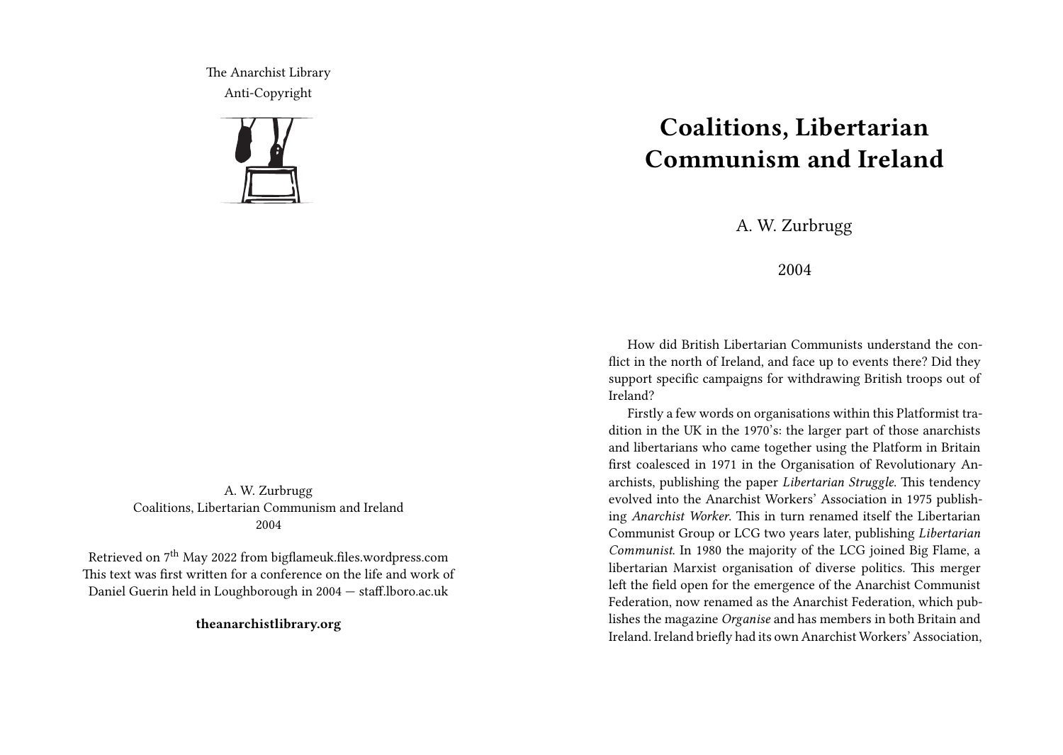The Anarchist Library
Anti-Copyright

A. W. Zurbrugg
Coalitions, Libertarian Communism and Ireland
2004

Retrieved on 7th May 2022 from bigflameuk.files.wordpress.com
This text was first written for a conference on the life and work of Daniel Guerin held in Loughborough in 2004 — staff.lboro.ac.uk

**theanarchistlibrary.org**

# Coalitions, Libertarian Communism and Ireland

A. W. Zurbrugg

2004

How did British Libertarian Communists understand the conflict in the north of Ireland, and face up to events there? Did they support specific campaigns for withdrawing British troops out of Ireland?

Firstly a few words on organisations within this Platformist tradition in the UK in the 1970's: the larger part of those anarchists and libertarians who came together using the Platform in Britain first coalesced in 1971 in the Organisation of Revolutionary Anarchists, publishing the paper *Libertarian Struggle*. This tendency evolved into the Anarchist Workers' Association in 1975 publishing *Anarchist Worker*. This in turn renamed itself the Libertarian Communist Group or LCG two years later, publishing *Libertarian Communist*. In 1980 the majority of the LCG joined Big Flame, a libertarian Marxist organisation of diverse politics. This merger left the field open for the emergence of the Anarchist Communist Federation, now renamed as the Anarchist Federation, which publishes the magazine *Organise* and has members in both Britain and Ireland. Ireland briefly had its own Anarchist Workers' Association,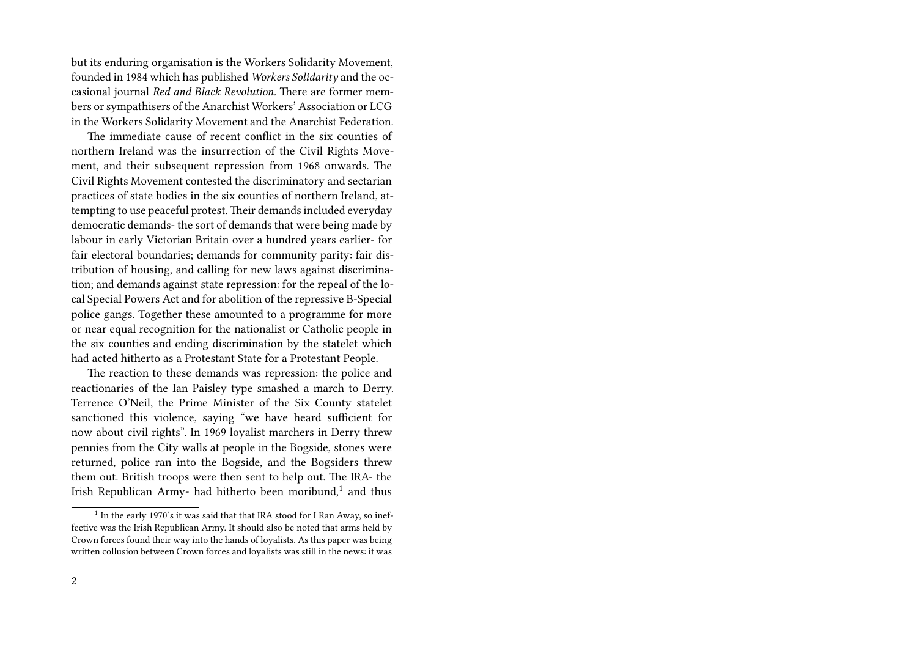but its enduring organisation is the Workers Solidarity Movement, founded in 1984 which has published *Workers Solidarity* and the occasional journal *Red and Black Revolution*. There are former members or sympathisers of the Anarchist Workers' Association or LCG in the Workers Solidarity Movement and the Anarchist Federation.

The immediate cause of recent conflict in the six counties of northern Ireland was the insurrection of the Civil Rights Movement, and their subsequent repression from 1968 onwards. The Civil Rights Movement contested the discriminatory and sectarian practices of state bodies in the six counties of northern Ireland, attempting to use peaceful protest. Their demands included everyday democratic demands- the sort of demands that were being made by labour in early Victorian Britain over a hundred years earlier- for fair electoral boundaries; demands for community parity: fair distribution of housing, and calling for new laws against discrimination; and demands against state repression: for the repeal of the local Special Powers Act and for abolition of the repressive B-Special police gangs. Together these amounted to a programme for more or near equal recognition for the nationalist or Catholic people in the six counties and ending discrimination by the statelet which had acted hitherto as a Protestant State for a Protestant People.

The reaction to these demands was repression: the police and reactionaries of the Ian Paisley type smashed a march to Derry. Terrence O'Neil, the Prime Minister of the Six County statelet sanctioned this violence, saying "we have heard sufficient for now about civil rights". In 1969 loyalist marchers in Derry threw pennies from the City walls at people in the Bogside, stones were returned, police ran into the Bogside, and the Bogsiders threw them out. British troops were then sent to help out. The IRA- the Irish Republican Army- had hitherto been moribund,[1] and thus

[1] In the early 1970's it was said that that IRA stood for I Ran Away, so ineffective was the Irish Republican Army. It should also be noted that arms held by Crown forces found their way into the hands of loyalists. As this paper was being written collusion between Crown forces and loyalists was still in the news: it was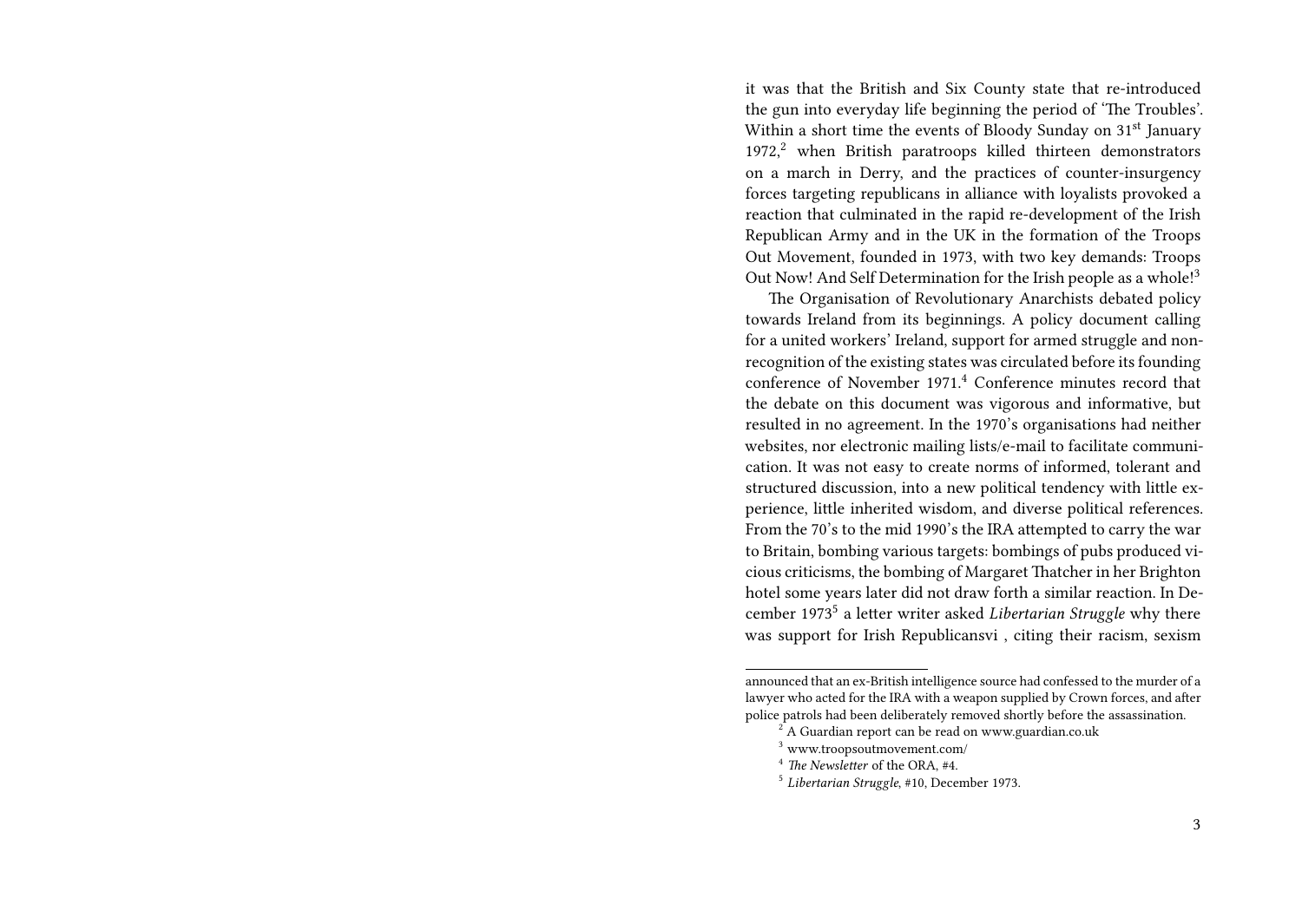it was that the British and Six County state that re-introduced the gun into everyday life beginning the period of 'The Troubles'. Within a short time the events of Bloody Sunday on 31st January 1972,[2] when British paratroops killed thirteen demonstrators on a march in Derry, and the practices of counter-insurgency forces targeting republicans in alliance with loyalists provoked a reaction that culminated in the rapid re-development of the Irish Republican Army and in the UK in the formation of the Troops Out Movement, founded in 1973, with two key demands: Troops Out Now! And Self Determination for the Irish people as a whole![3]

The Organisation of Revolutionary Anarchists debated policy towards Ireland from its beginnings. A policy document calling for a united workers' Ireland, support for armed struggle and non-recognition of the existing states was circulated before its founding conference of November 1971.[4] Conference minutes record that the debate on this document was vigorous and informative, but resulted in no agreement. In the 1970's organisations had neither websites, nor electronic mailing lists/e-mail to facilitate communication. It was not easy to create norms of informed, tolerant and structured discussion, into a new political tendency with little experience, little inherited wisdom, and diverse political references. From the 70's to the mid 1990's the IRA attempted to carry the war to Britain, bombing various targets: bombings of pubs produced vicious criticisms, the bombing of Margaret Thatcher in her Brighton hotel some years later did not draw forth a similar reaction. In December 1973[5] a letter writer asked *Libertarian Struggle* why there was support for Irish Republicansvi , citing their racism, sexism

---

announced that an ex-British intelligence source had confessed to the murder of a lawyer who acted for the IRA with a weapon supplied by Crown forces, and after police patrols had been deliberately removed shortly before the assassination.

[2] A Guardian report can be read on www.guardian.co.uk

[3] www.troopsoutmovement.com/

[4] *The Newsletter* of the ORA, #4.

[5] *Libertarian Struggle*, #10, December 1973.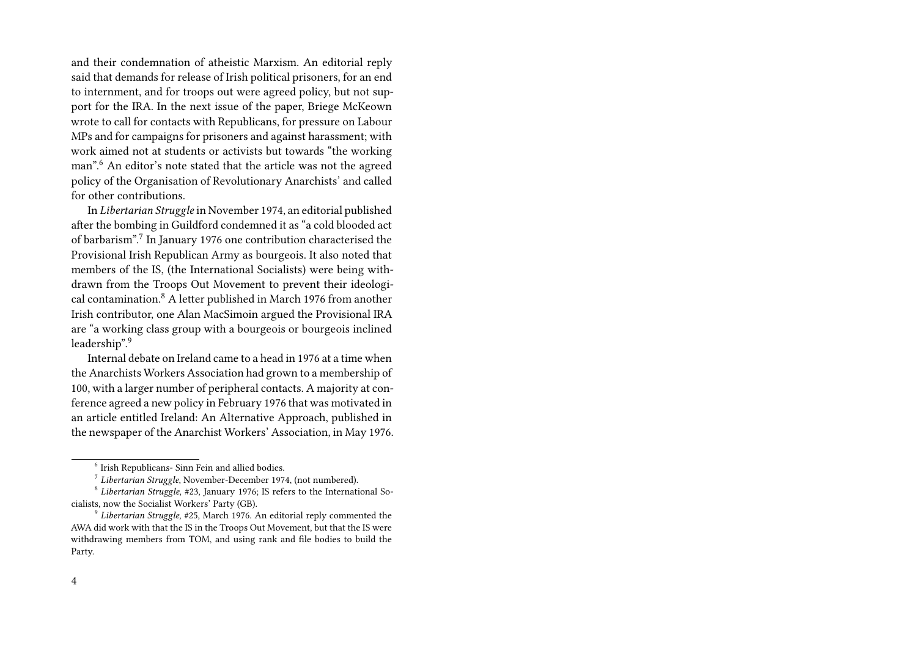and their condemnation of atheistic Marxism. An editorial reply said that demands for release of Irish political prisoners, for an end to internment, and for troops out were agreed policy, but not support for the IRA. In the next issue of the paper, Briege McKeown wrote to call for contacts with Republicans, for pressure on Labour MPs and for campaigns for prisoners and against harassment; with work aimed not at students or activists but towards "the working man".[6] An editor's note stated that the article was not the agreed policy of the Organisation of Revolutionary Anarchists' and called for other contributions.

In *Libertarian Struggle* in November 1974, an editorial published after the bombing in Guildford condemned it as "a cold blooded act of barbarism".[7] In January 1976 one contribution characterised the Provisional Irish Republican Army as bourgeois. It also noted that members of the IS, (the International Socialists) were being withdrawn from the Troops Out Movement to prevent their ideological contamination.[8] A letter published in March 1976 from another Irish contributor, one Alan MacSimoin argued the Provisional IRA are "a working class group with a bourgeois or bourgeois inclined leadership".[9]

Internal debate on Ireland came to a head in 1976 at a time when the Anarchists Workers Association had grown to a membership of 100, with a larger number of peripheral contacts. A majority at conference agreed a new policy in February 1976 that was motivated in an article entitled Ireland: An Alternative Approach, published in the newspaper of the Anarchist Workers' Association, in May 1976.

---

[6] Irish Republicans- Sinn Fein and allied bodies.

[7] *Libertarian Struggle*, November-December 1974, (not numbered).

[8] *Libertarian Struggle*, #23, January 1976; IS refers to the International Socialists, now the Socialist Workers' Party (GB).

[9] *Libertarian Struggle*, #25, March 1976. An editorial reply commented the AWA did work with that the IS in the Troops Out Movement, but that the IS were withdrawing members from TOM, and using rank and file bodies to build the Party.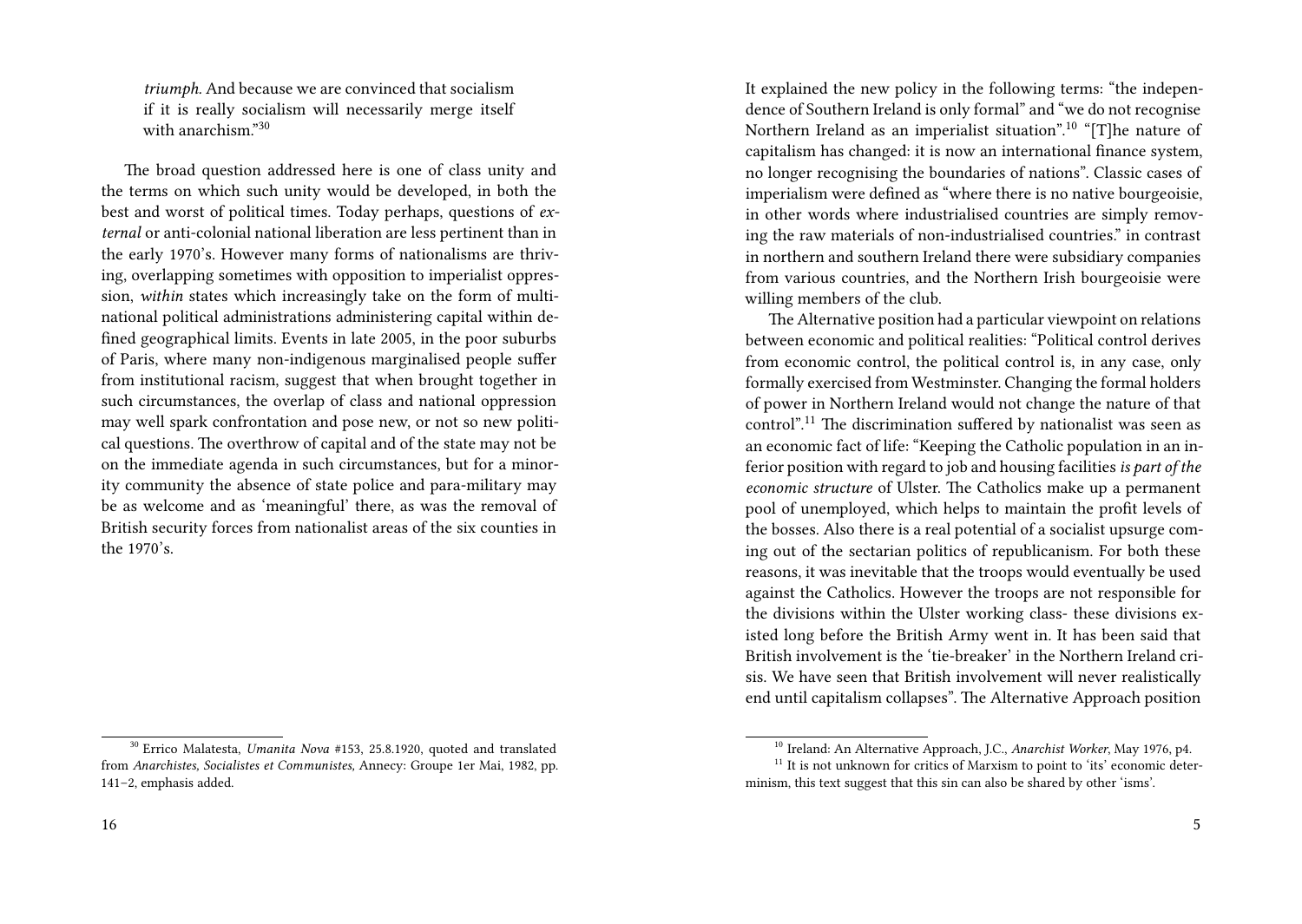*triumph.* And because we are convinced that socialism if it is really socialism will necessarily merge itself with anarchism."[30]

The broad question addressed here is one of class unity and the terms on which such unity would be developed, in both the best and worst of political times. Today perhaps, questions of *external* or anti-colonial national liberation are less pertinent than in the early 1970's. However many forms of nationalisms are thriving, overlapping sometimes with opposition to imperialist oppression, *within* states which increasingly take on the form of multinational political administrations administering capital within defined geographical limits. Events in late 2005, in the poor suburbs of Paris, where many non-indigenous marginalised people suffer from institutional racism, suggest that when brought together in such circumstances, the overlap of class and national oppression may well spark confrontation and pose new, or not so new political questions. The overthrow of capital and of the state may not be on the immediate agenda in such circumstances, but for a minority community the absence of state police and para-military may be as welcome and as 'meaningful' there, as was the removal of British security forces from nationalist areas of the six counties in the 1970's.

[30] Errico Malatesta, *Umanita Nova* #153, 25.8.1920, quoted and translated from *Anarchistes, Socialistes et Communistes,* Annecy: Groupe 1er Mai, 1982, pp. 141–2, emphasis added.

It explained the new policy in the following terms: "the independence of Southern Ireland is only formal" and "we do not recognise Northern Ireland as an imperialist situation".[10] "[T]he nature of capitalism has changed: it is now an international finance system, no longer recognising the boundaries of nations". Classic cases of imperialism were defined as "where there is no native bourgeoisie, in other words where industrialised countries are simply removing the raw materials of non-industrialised countries." in contrast in northern and southern Ireland there were subsidiary companies from various countries, and the Northern Irish bourgeoisie were willing members of the club.

The Alternative position had a particular viewpoint on relations between economic and political realities: "Political control derives from economic control, the political control is, in any case, only formally exercised from Westminster. Changing the formal holders of power in Northern Ireland would not change the nature of that control".[11] The discrimination suffered by nationalist was seen as an economic fact of life: "Keeping the Catholic population in an inferior position with regard to job and housing facilities *is part of the economic structure* of Ulster. The Catholics make up a permanent pool of unemployed, which helps to maintain the profit levels of the bosses. Also there is a real potential of a socialist upsurge coming out of the sectarian politics of republicanism. For both these reasons, it was inevitable that the troops would eventually be used against the Catholics. However the troops are not responsible for the divisions within the Ulster working class- these divisions existed long before the British Army went in. It has been said that British involvement is the 'tie-breaker' in the Northern Ireland crisis. We have seen that British involvement will never realistically end until capitalism collapses". The Alternative Approach position

[10] Ireland: An Alternative Approach, J.C., *Anarchist Worker*, May 1976, p4.

[11] It is not unknown for critics of Marxism to point to 'its' economic determinism, this text suggest that this sin can also be shared by other 'isms'.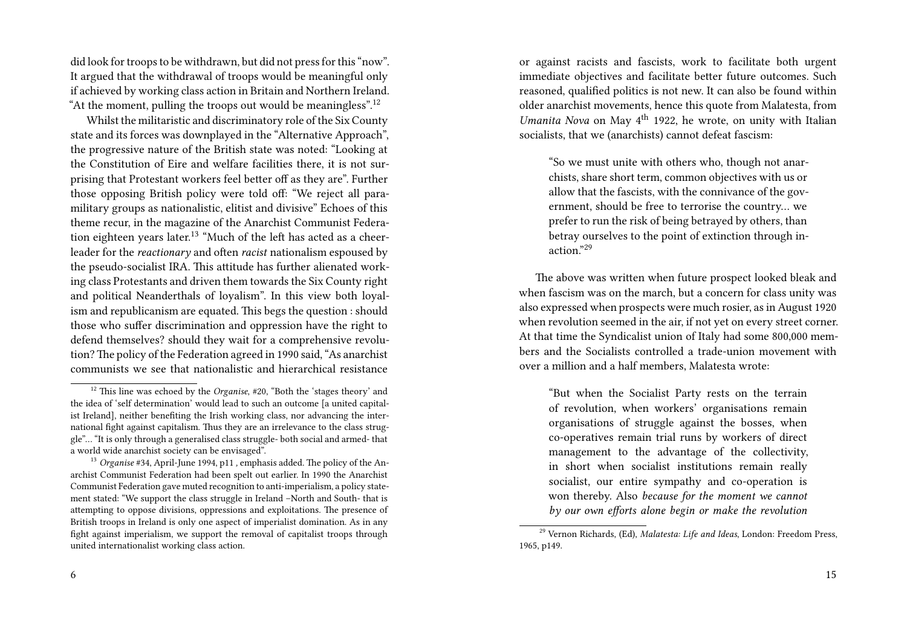did look for troops to be withdrawn, but did not press for this "now". It argued that the withdrawal of troops would be meaningful only if achieved by working class action in Britain and Northern Ireland. "At the moment, pulling the troops out would be meaningless".[12]

Whilst the militaristic and discriminatory role of the Six County state and its forces was downplayed in the "Alternative Approach", the progressive nature of the British state was noted: "Looking at the Constitution of Eire and welfare facilities there, it is not surprising that Protestant workers feel better off as they are". Further those opposing British policy were told off: "We reject all paramilitary groups as nationalistic, elitist and divisive" Echoes of this theme recur, in the magazine of the Anarchist Communist Federation eighteen years later.[13] "Much of the left has acted as a cheerleader for the *reactionary* and often *racist* nationalism espoused by the pseudo-socialist IRA. This attitude has further alienated working class Protestants and driven them towards the Six County right and political Neanderthals of loyalism". In this view both loyalism and republicanism are equated. This begs the question : should those who suffer discrimination and oppression have the right to defend themselves? should they wait for a comprehensive revolution? The policy of the Federation agreed in 1990 said, "As anarchist communists we see that nationalistic and hierarchical resistance

[12] This line was echoed by the *Organise*, #20, "Both the 'stages theory' and the idea of 'self determination' would lead to such an outcome [a united capitalist Ireland], neither benefiting the Irish working class, nor advancing the international fight against capitalism. Thus they are an irrelevance to the class struggle"… "It is only through a generalised class struggle- both social and armed- that a world wide anarchist society can be envisaged".

[13] *Organise* #34, April-June 1994, p11 , emphasis added. The policy of the Anarchist Communist Federation had been spelt out earlier. In 1990 the Anarchist Communist Federation gave muted recognition to anti-imperialism, a policy statement stated: "We support the class struggle in Ireland –North and South- that is attempting to oppose divisions, oppressions and exploitations. The presence of British troops in Ireland is only one aspect of imperialist domination. As in any fight against imperialism, we support the removal of capitalist troops through united internationalist working class action.

or against racists and fascists, work to facilitate both urgent immediate objectives and facilitate better future outcomes. Such reasoned, qualified politics is not new. It can also be found within older anarchist movements, hence this quote from Malatesta, from *Umanita Nova* on May 4th 1922, he wrote, on unity with Italian socialists, that we (anarchists) cannot defeat fascism:

> "So we must unite with others who, though not anarchists, share short term, common objectives with us or allow that the fascists, with the connivance of the government, should be free to terrorise the country… we prefer to run the risk of being betrayed by others, than betray ourselves to the point of extinction through inaction."[29]

The above was written when future prospect looked bleak and when fascism was on the march, but a concern for class unity was also expressed when prospects were much rosier, as in August 1920 when revolution seemed in the air, if not yet on every street corner. At that time the Syndicalist union of Italy had some 800,000 members and the Socialists controlled a trade-union movement with over a million and a half members, Malatesta wrote:

> "But when the Socialist Party rests on the terrain of revolution, when workers' organisations remain organisations of struggle against the bosses, when co-operatives remain trial runs by workers of direct management to the advantage of the collectivity, in short when socialist institutions remain really socialist, our entire sympathy and co-operation is won thereby. Also *because for the moment we cannot by our own efforts alone begin or make the revolution*

[29] Vernon Richards, (Ed), *Malatesta: Life and Ideas*, London: Freedom Press, 1965, p149.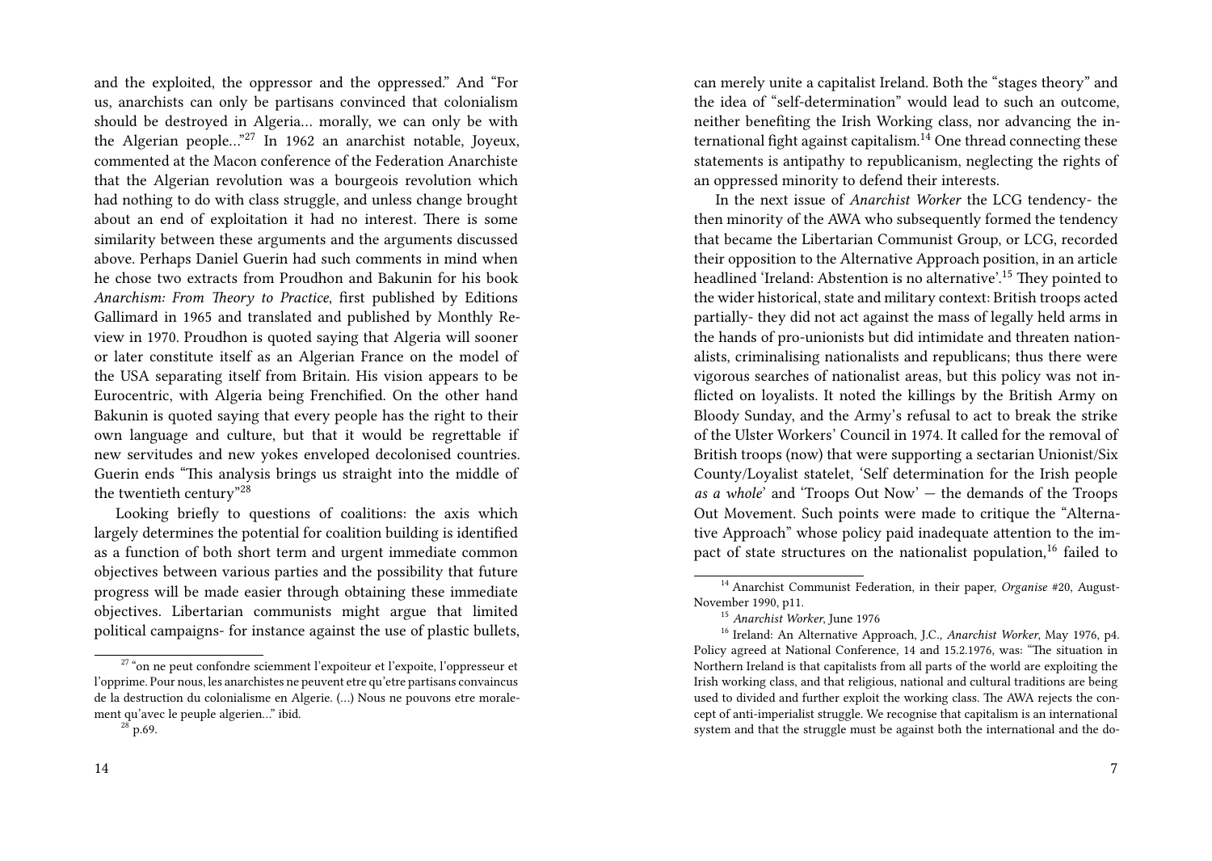and the exploited, the oppressor and the oppressed." And "For us, anarchists can only be partisans convinced that colonialism should be destroyed in Algeria… morally, we can only be with the Algerian people…"[27] In 1962 an anarchist notable, Joyeux, commented at the Macon conference of the Federation Anarchiste that the Algerian revolution was a bourgeois revolution which had nothing to do with class struggle, and unless change brought about an end of exploitation it had no interest. There is some similarity between these arguments and the arguments discussed above. Perhaps Daniel Guerin had such comments in mind when he chose two extracts from Proudhon and Bakunin for his book *Anarchism: From Theory to Practice*, first published by Editions Gallimard in 1965 and translated and published by Monthly Review in 1970. Proudhon is quoted saying that Algeria will sooner or later constitute itself as an Algerian France on the model of the USA separating itself from Britain. His vision appears to be Eurocentric, with Algeria being Frenchified. On the other hand Bakunin is quoted saying that every people has the right to their own language and culture, but that it would be regrettable if new servitudes and new yokes enveloped decolonised countries. Guerin ends "This analysis brings us straight into the middle of the twentieth century"[28]

Looking briefly to questions of coalitions: the axis which largely determines the potential for coalition building is identified as a function of both short term and urgent immediate common objectives between various parties and the possibility that future progress will be made easier through obtaining these immediate objectives. Libertarian communists might argue that limited political campaigns- for instance against the use of plastic bullets,

[27] "on ne peut confondre sciemment l'expoiteur et l'expoite, l'oppresseur et l'opprime. Pour nous, les anarchistes ne peuvent etre qu'etre partisans convaincus de la destruction du colonialisme en Algerie. (…) Nous ne pouvons etre moralement qu'avec le peuple algerien…" ibid.

[28] p.69.

can merely unite a capitalist Ireland. Both the "stages theory" and the idea of "self-determination" would lead to such an outcome, neither benefiting the Irish Working class, nor advancing the international fight against capitalism.[14] One thread connecting these statements is antipathy to republicanism, neglecting the rights of an oppressed minority to defend their interests.

In the next issue of *Anarchist Worker* the LCG tendency- the then minority of the AWA who subsequently formed the tendency that became the Libertarian Communist Group, or LCG, recorded their opposition to the Alternative Approach position, in an article headlined 'Ireland: Abstention is no alternative'.[15] They pointed to the wider historical, state and military context: British troops acted partially- they did not act against the mass of legally held arms in the hands of pro-unionists but did intimidate and threaten nationalists, criminalising nationalists and republicans; thus there were vigorous searches of nationalist areas, but this policy was not inflicted on loyalists. It noted the killings by the British Army on Bloody Sunday, and the Army's refusal to act to break the strike of the Ulster Workers' Council in 1974. It called for the removal of British troops (now) that were supporting a sectarian Unionist/Six County/Loyalist statelet, 'Self determination for the Irish people *as a whole*' and 'Troops Out Now' — the demands of the Troops Out Movement. Such points were made to critique the "Alternative Approach" whose policy paid inadequate attention to the impact of state structures on the nationalist population,[16] failed to

[14] Anarchist Communist Federation, in their paper, *Organise* #20, August-November 1990, p11.

[15] *Anarchist Worker*, June 1976

[16] Ireland: An Alternative Approach, J.C., *Anarchist Worker*, May 1976, p4. Policy agreed at National Conference, 14 and 15.2.1976, was: "The situation in Northern Ireland is that capitalists from all parts of the world are exploiting the Irish working class, and that religious, national and cultural traditions are being used to divided and further exploit the working class. The AWA rejects the concept of anti-imperialist struggle. We recognise that capitalism is an international system and that the struggle must be against both the international and the do-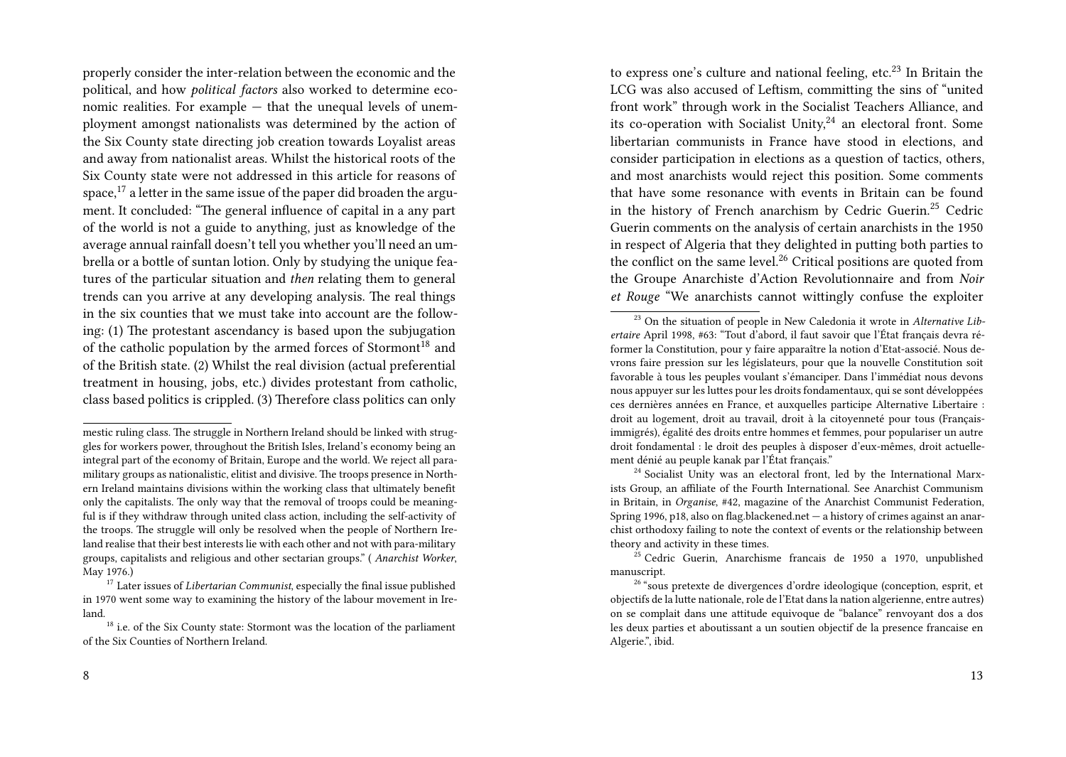properly consider the inter-relation between the economic and the political, and how *political factors* also worked to determine economic realities. For example — that the unequal levels of unemployment amongst nationalists was determined by the action of the Six County state directing job creation towards Loyalist areas and away from nationalist areas. Whilst the historical roots of the Six County state were not addressed in this article for reasons of space,[17] a letter in the same issue of the paper did broaden the argument. It concluded: "The general influence of capital in a any part of the world is not a guide to anything, just as knowledge of the average annual rainfall doesn't tell you whether you'll need an umbrella or a bottle of suntan lotion. Only by studying the unique features of the particular situation and *then* relating them to general trends can you arrive at any developing analysis. The real things in the six counties that we must take into account are the following: (1) The protestant ascendancy is based upon the subjugation of the catholic population by the armed forces of Stormont[18] and of the British state. (2) Whilst the real division (actual preferential treatment in housing, jobs, etc.) divides protestant from catholic, class based politics is crippled. (3) Therefore class politics can only

---

mestic ruling class. The struggle in Northern Ireland should be linked with struggles for workers power, throughout the British Isles, Ireland's economy being an integral part of the economy of Britain, Europe and the world. We reject all paramilitary groups as nationalistic, elitist and divisive. The troops presence in Northern Ireland maintains divisions within the working class that ultimately benefit only the capitalists. The only way that the removal of troops could be meaningful is if they withdraw through united class action, including the self-activity of the troops. The struggle will only be resolved when the people of Northern Ireland realise that their best interests lie with each other and not with para-military groups, capitalists and religious and other sectarian groups." ( *Anarchist Worker*, May 1976.)

[17] Later issues of *Libertarian Communist*, especially the final issue published in 1970 went some way to examining the history of the labour movement in Ireland.

[18] i.e. of the Six County state: Stormont was the location of the parliament of the Six Counties of Northern Ireland.

---

to express one's culture and national feeling, etc.[23] In Britain the LCG was also accused of Leftism, committing the sins of "united front work" through work in the Socialist Teachers Alliance, and its co-operation with Socialist Unity,[24] an electoral front. Some libertarian communists in France have stood in elections, and consider participation in elections as a question of tactics, others, and most anarchists would reject this position. Some comments that have some resonance with events in Britain can be found in the history of French anarchism by Cedric Guerin.[25] Cedric Guerin comments on the analysis of certain anarchists in the 1950 in respect of Algeria that they delighted in putting both parties to the conflict on the same level.[26] Critical positions are quoted from the Groupe Anarchiste d'Action Revolutionnaire and from *Noir et Rouge* "We anarchists cannot wittingly confuse the exploiter

---

[23] On the situation of people in New Caledonia it wrote in *Alternative Libertaire* April 1998, #63: "Tout d'abord, il faut savoir que l'État français devra réformer la Constitution, pour y faire apparaître la notion d'Etat-associé. Nous devrons faire pression sur les législateurs, pour que la nouvelle Constitution soit favorable à tous les peuples voulant s'émanciper. Dans l'immédiat nous devons nous appuyer sur les luttes pour les droits fondamentaux, qui se sont développées ces dernières années en France, et auxquelles participe Alternative Libertaire : droit au logement, droit au travail, droit à la citoyenneté pour tous (Français-immigrés), égalité des droits entre hommes et femmes, pour populariser un autre droit fondamental : le droit des peuples à disposer d'eux-mêmes, droit actuellement dénié au peuple kanak par l'État français."

[24] Socialist Unity was an electoral front, led by the International Marxists Group, an affiliate of the Fourth International. See Anarchist Communism in Britain, in *Organise*, #42, magazine of the Anarchist Communist Federation, Spring 1996, p18, also on flag.blackened.net — a history of crimes against an anarchist orthodoxy failing to note the context of events or the relationship between theory and activity in these times.

[25] Cedric Guerin, Anarchisme francais de 1950 a 1970, unpublished manuscript.

[26] "sous pretexte de divergences d'ordre ideologique (conception, esprit, et objectifs de la lutte nationale, role de l'Etat dans la nation algerienne, entre autres) on se complait dans une attitude equivoque de "balance" renvoyant dos a dos les deux parties et aboutissant a un soutien objectif de la presence francaise en Algerie.", ibid.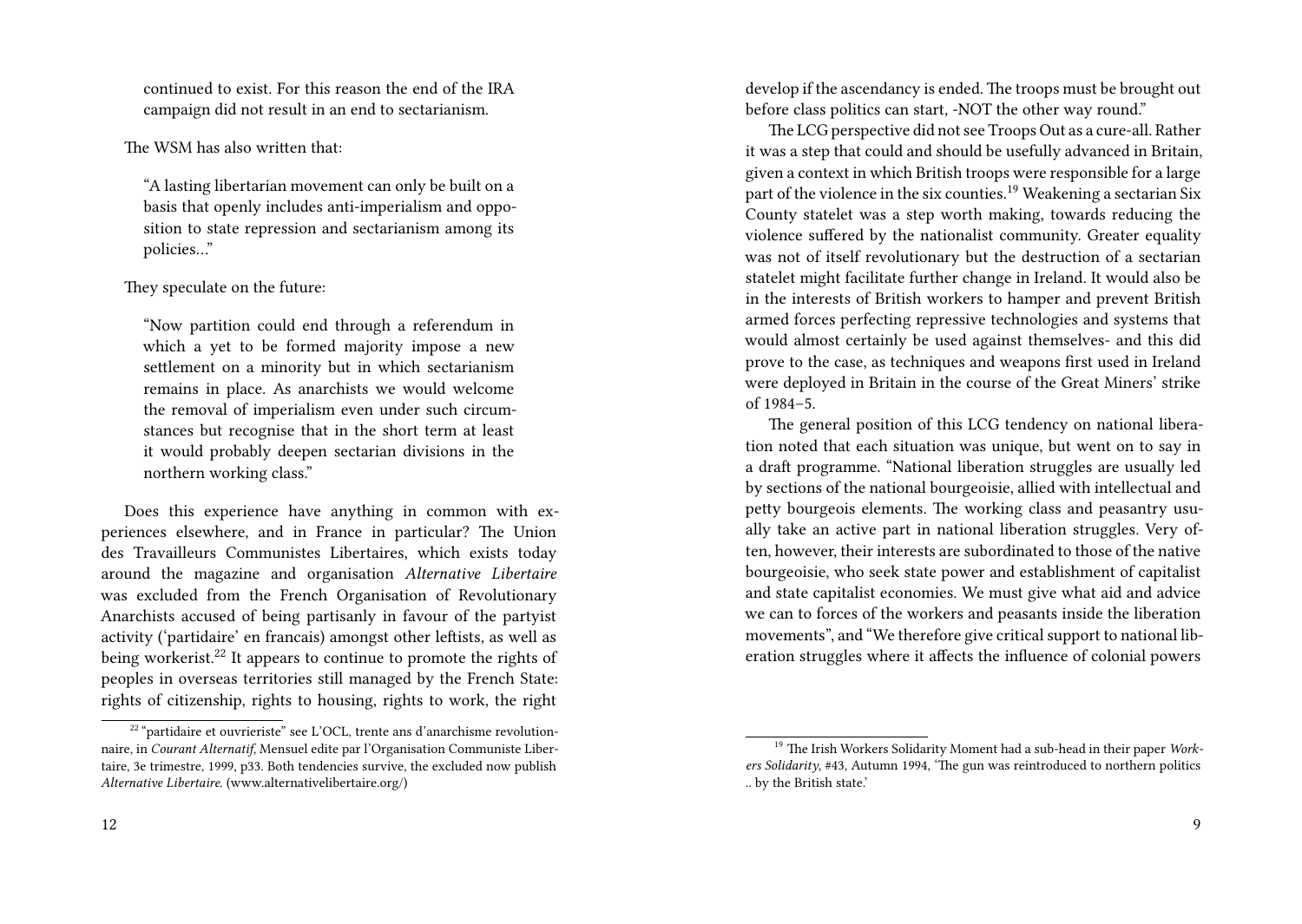continued to exist. For this reason the end of the IRA campaign did not result in an end to sectarianism.

The WSM has also written that:

> "A lasting libertarian movement can only be built on a basis that openly includes anti-imperialism and opposition to state repression and sectarianism among its policies…"

They speculate on the future:

> "Now partition could end through a referendum in which a yet to be formed majority impose a new settlement on a minority but in which sectarianism remains in place. As anarchists we would welcome the removal of imperialism even under such circumstances but recognise that in the short term at least it would probably deepen sectarian divisions in the northern working class."

Does this experience have anything in common with experiences elsewhere, and in France in particular? The Union des Travailleurs Communistes Libertaires, which exists today around the magazine and organisation *Alternative Libertaire* was excluded from the French Organisation of Revolutionary Anarchists accused of being partisanly in favour of the partyist activity ('partidaire' en francais) amongst other leftists, as well as being workerist.[22] It appears to continue to promote the rights of peoples in overseas territories still managed by the French State: rights of citizenship, rights to housing, rights to work, the right

[22] "partidaire et ouvrieriste" see L'OCL, trente ans d'anarchisme revolutionnaire, in *Courant Alternatif*, Mensuel edite par l'Organisation Communiste Libertaire, 3e trimestre, 1999, p33. Both tendencies survive, the excluded now publish *Alternative Libertaire*. (www.alternativelibertaire.org/)

develop if the ascendancy is ended. The troops must be brought out before class politics can start, -NOT the other way round."

The LCG perspective did not see Troops Out as a cure-all. Rather it was a step that could and should be usefully advanced in Britain, given a context in which British troops were responsible for a large part of the violence in the six counties.[19] Weakening a sectarian Six County statelet was a step worth making, towards reducing the violence suffered by the nationalist community. Greater equality was not of itself revolutionary but the destruction of a sectarian statelet might facilitate further change in Ireland. It would also be in the interests of British workers to hamper and prevent British armed forces perfecting repressive technologies and systems that would almost certainly be used against themselves- and this did prove to the case, as techniques and weapons first used in Ireland were deployed in Britain in the course of the Great Miners' strike of 1984–5.

The general position of this LCG tendency on national liberation noted that each situation was unique, but went on to say in a draft programme. "National liberation struggles are usually led by sections of the national bourgeoisie, allied with intellectual and petty bourgeois elements. The working class and peasantry usually take an active part in national liberation struggles. Very often, however, their interests are subordinated to those of the native bourgeoisie, who seek state power and establishment of capitalist and state capitalist economies. We must give what aid and advice we can to forces of the workers and peasants inside the liberation movements", and "We therefore give critical support to national liberation struggles where it affects the influence of colonial powers

[19] The Irish Workers Solidarity Moment had a sub-head in their paper *Workers Solidarity*, #43, Autumn 1994, 'The gun was reintroduced to northern politics .. by the British state.'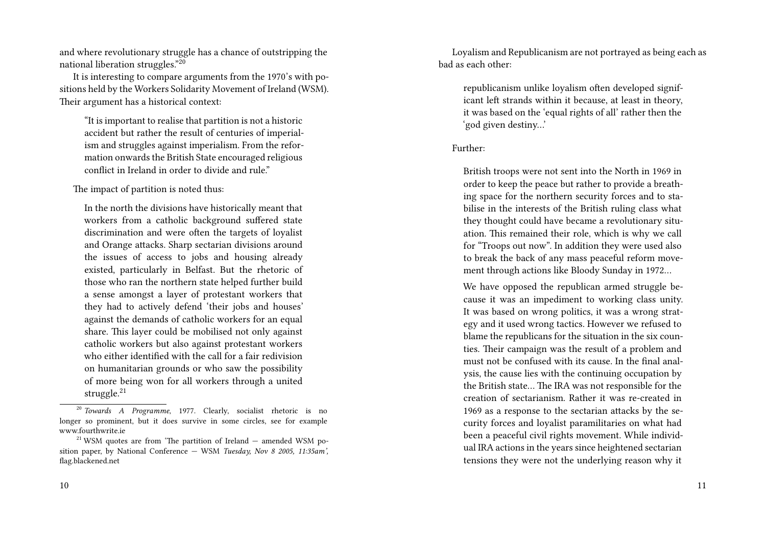and where revolutionary struggle has a chance of outstripping the national liberation struggles."[20]

It is interesting to compare arguments from the 1970's with positions held by the Workers Solidarity Movement of Ireland (WSM). Their argument has a historical context:

> "It is important to realise that partition is not a historic accident but rather the result of centuries of imperialism and struggles against imperialism. From the reformation onwards the British State encouraged religious conflict in Ireland in order to divide and rule."

The impact of partition is noted thus:

> In the north the divisions have historically meant that workers from a catholic background suffered state discrimination and were often the targets of loyalist and Orange attacks. Sharp sectarian divisions around the issues of access to jobs and housing already existed, particularly in Belfast. But the rhetoric of those who ran the northern state helped further build a sense amongst a layer of protestant workers that they had to actively defend 'their jobs and houses' against the demands of catholic workers for an equal share. This layer could be mobilised not only against catholic workers but also against protestant workers who either identified with the call for a fair redivision on humanitarian grounds or who saw the possibility of more being won for all workers through a united struggle.[21]

Loyalism and Republicanism are not portrayed as being each as bad as each other:

> republicanism unlike loyalism often developed significant left strands within it because, at least in theory, it was based on the 'equal rights of all' rather then the 'god given destiny…'

Further:

> British troops were not sent into the North in 1969 in order to keep the peace but rather to provide a breathing space for the northern security forces and to stabilise in the interests of the British ruling class what they thought could have became a revolutionary situation. This remained their role, which is why we call for "Troops out now". In addition they were used also to break the back of any mass peaceful reform movement through actions like Bloody Sunday in 1972…
>
> We have opposed the republican armed struggle because it was an impediment to working class unity. It was based on wrong politics, it was a wrong strategy and it used wrong tactics. However we refused to blame the republicans for the situation in the six counties. Their campaign was the result of a problem and must not be confused with its cause. In the final analysis, the cause lies with the continuing occupation by the British state… The IRA was not responsible for the creation of sectarianism. Rather it was re-created in 1969 as a response to the sectarian attacks by the security forces and loyalist paramilitaries on what had been a peaceful civil rights movement. While individual IRA actions in the years since heightened sectarian tensions they were not the underlying reason why it

---

[20] *Towards A Programme*, 1977. Clearly, socialist rhetoric is no longer so prominent, but it does survive in some circles, see for example www.fourthwrite.ie

[21] WSM quotes are from 'The partition of Ireland — amended WSM position paper, by National Conference — WSM *Tuesday, Nov 8 2005, 11:35am',* flag.blackened.net